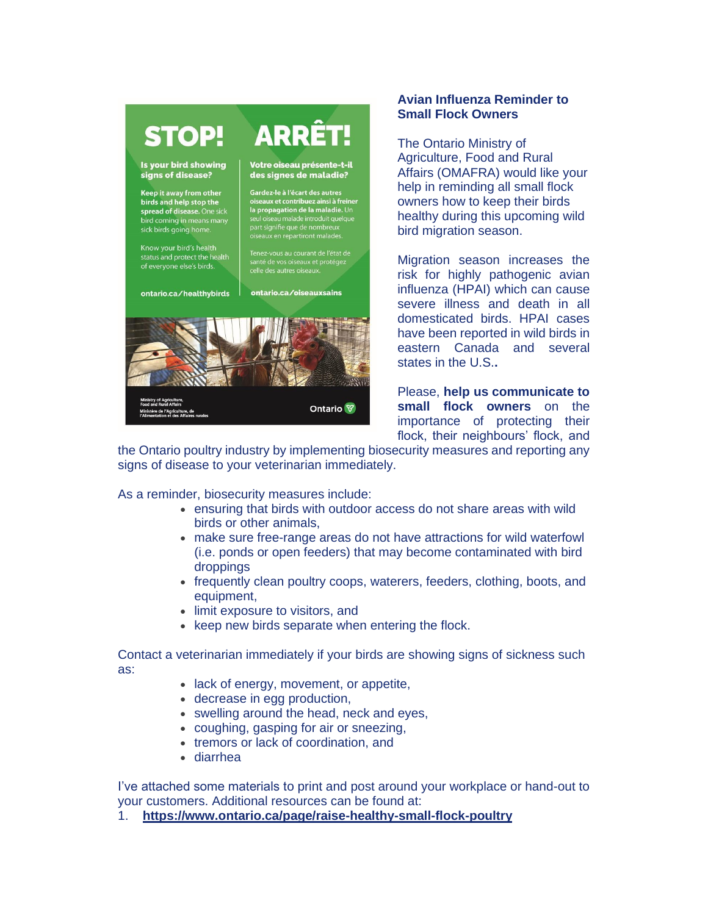STOP!

Is your bird showing signs of disease?

**Keep it away from other birds and help stop the spread of disease.** One sick bird coming in means many sick birds going home.

Know your bird's health status and protect the health of everyone else's birds.

ontario.ca/healthybirds

ARRÊT!

Votre oiseau présente-t-il des signes de maladie?

**Gardez-le à l'écart des autres oiseaux et contribuez ainsi à freiner la propagation de la maladie.** Un seul oiseau malade introduit quelque part signifie que de nombreux oiseaux en repartiront malades.

Tenez-vous au courant de l'état de santé de vos oiseaux et protégez celle des autres oiseaux.

ontario.ca/oiseauxsains

Ministry of Agriculture, Food and Rural Affairs
Ministère de l'Agriculture, de l'Alimentation et des Affaires rurales

Ontario

## Avian Influenza Reminder to Small Flock Owners

The Ontario Ministry of Agriculture, Food and Rural Affairs (OMAFRA) would like your help in reminding all small flock owners how to keep their birds healthy during this upcoming wild bird migration season.

Migration season increases the risk for highly pathogenic avian influenza (HPAI) which can cause severe illness and death in all domesticated birds. HPAI cases have been reported in wild birds in eastern Canada and several states in the U.S..

Please, **help us communicate to small flock owners** on the importance of protecting their flock, their neighbours' flock, and the Ontario poultry industry by implementing biosecurity measures and reporting any signs of disease to your veterinarian immediately.

As a reminder, biosecurity measures include:

- ensuring that birds with outdoor access do not share areas with wild birds or other animals,
- make sure free-range areas do not have attractions for wild waterfowl (i.e. ponds or open feeders) that may become contaminated with bird droppings
- frequently clean poultry coops, waterers, feeders, clothing, boots, and equipment,
- limit exposure to visitors, and
- keep new birds separate when entering the flock.

Contact a veterinarian immediately if your birds are showing signs of sickness such as:

- lack of energy, movement, or appetite,
- decrease in egg production,
- swelling around the head, neck and eyes,
- coughing, gasping for air or sneezing,
- tremors or lack of coordination, and
- diarrhea

I've attached some materials to print and post around your workplace or hand-out to your customers. Additional resources can be found at:

1. **https://www.ontario.ca/page/raise-healthy-small-flock-poultry**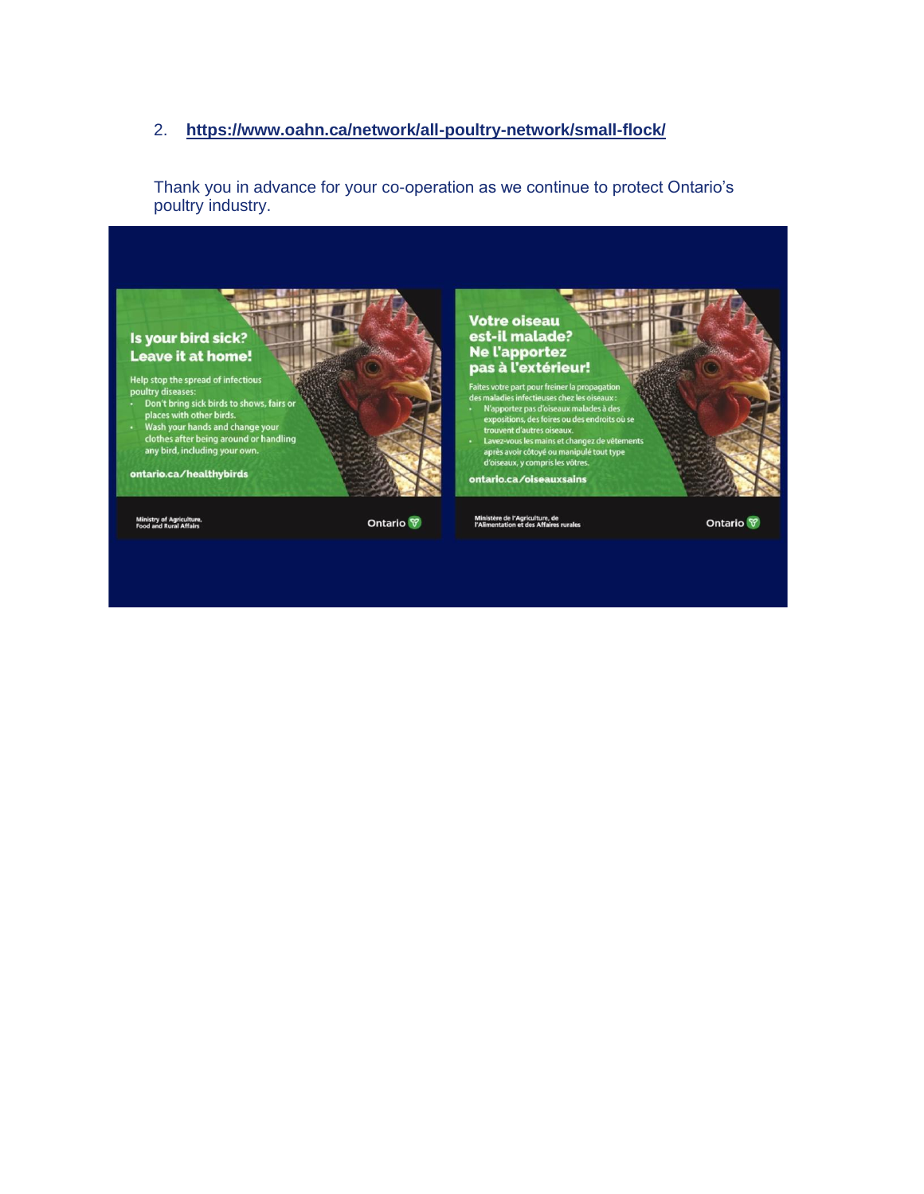2. **https://www.oahn.ca/network/all-poultry-network/small-flock/**

Thank you in advance for your co-operation as we continue to protect Ontario's poultry industry.

**Is your bird sick? Leave it at home!**

Help stop the spread of infectious poultry diseases:

- Don't bring sick birds to shows, fairs or places with other birds.
- Wash your hands and change your clothes after being around or handling any bird, including your own.

**ontario.ca/healthybirds**

Ministry of Agriculture, Food and Rural Affairs

Ontario

**Votre oiseau est-il malade? Ne l'apportez pas à l'extérieur!**

Faites votre part pour freiner la propagation des maladies infectieuses chez les oiseaux :

- N'apportez pas d'oiseaux malades à des expositions, des foires ou des endroits où se trouvent d'autres oiseaux.
- Lavez-vous les mains et changez de vêtements après avoir côtoyé ou manipulé tout type d'oiseaux, y compris les vôtres.

**ontario.ca/oiseauxsains**

Ministère de l'Agriculture, de l'Alimentation et des Affaires rurales

Ontario